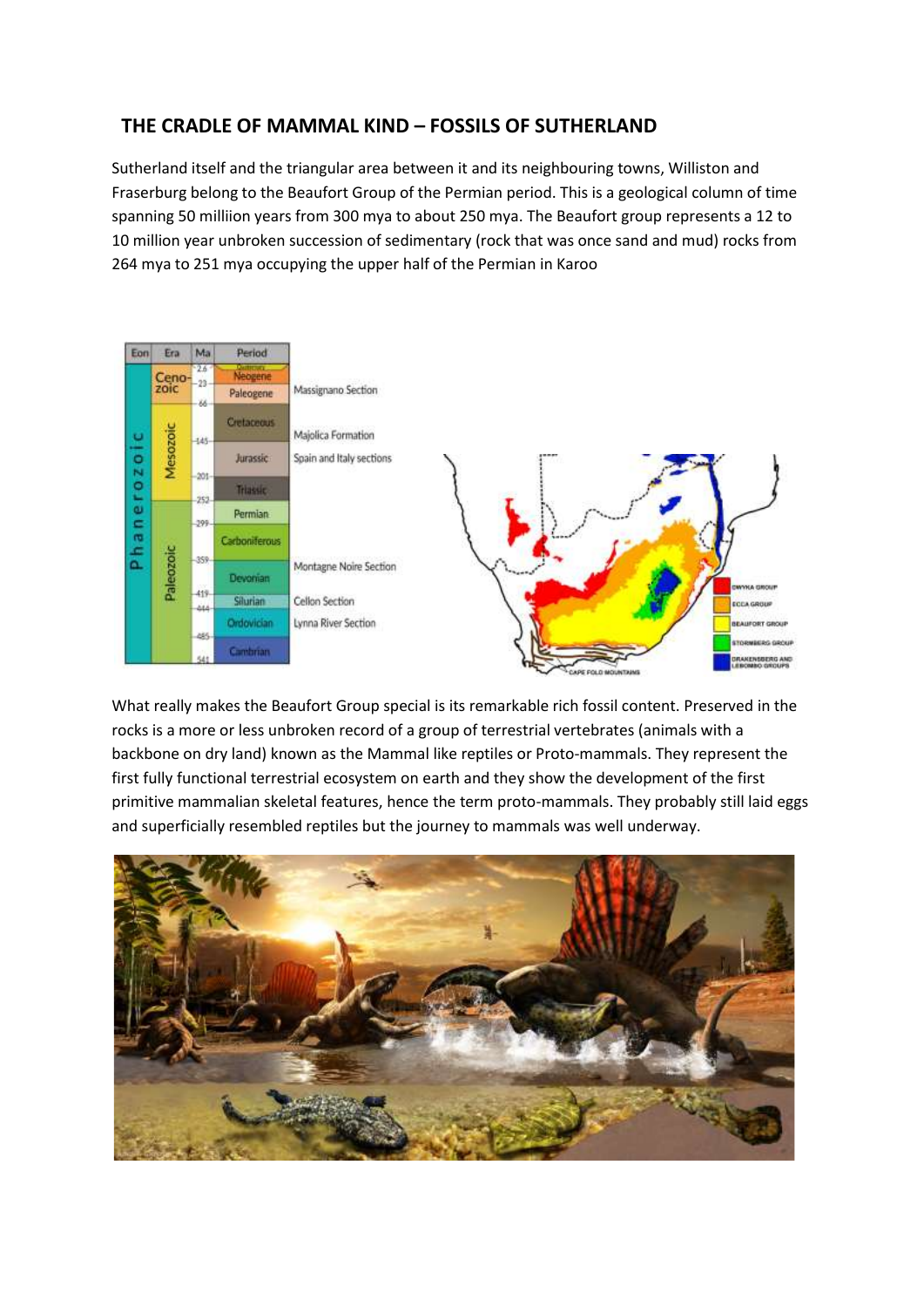## THE CRADLE OF MAMMAL KIND – FOSSILS OF SUTHERLAND

Sutherland itself and the triangular area between it and its neighbouring towns, Williston and Fraserburg belong to the Beaufort Group of the Permian period. This is a geological column of time spanning 50 milliion years from 300 mya to about 250 mya. The Beaufort group represents a 12 to 10 million year unbroken succession of sedimentary (rock that was once sand and mud) rocks from 264 mya to 251 mya occupying the upper half of the Permian in Karoo

What really makes the Beaufort Group special is its remarkable rich fossil content. Preserved in the rocks is a more or less unbroken record of a group of terrestrial vertebrates (animals with a backbone on dry land) known as the Mammal like reptiles or Proto-mammals. They represent the first fully functional terrestrial ecosystem on earth and they show the development of the first primitive mammalian skeletal features, hence the term proto-mammals. They probably still laid eggs and superficially resembled reptiles but the journey to mammals was well underway.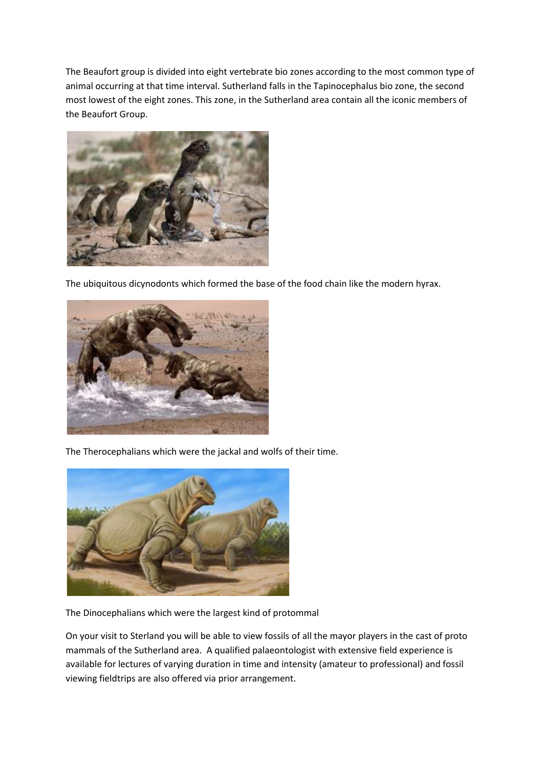The Beaufort group is divided into eight vertebrate bio zones according to the most common type of animal occurring at that time interval. Sutherland falls in the Tapinocephalus bio zone, the second most lowest of the eight zones. This zone, in the Sutherland area contain all the iconic members of the Beaufort Group.

The ubiquitous dicynodonts which formed the base of the food chain like the modern hyrax.

The Therocephalians which were the jackal and wolfs of their time.

The Dinocephalians which were the largest kind of protommal

On your visit to Sterland you will be able to view fossils of all the mayor players in the cast of proto mammals of the Sutherland area. A qualified palaeontologist with extensive field experience is available for lectures of varying duration in time and intensity (amateur to professional) and fossil viewing fieldtrips are also offered via prior arrangement.